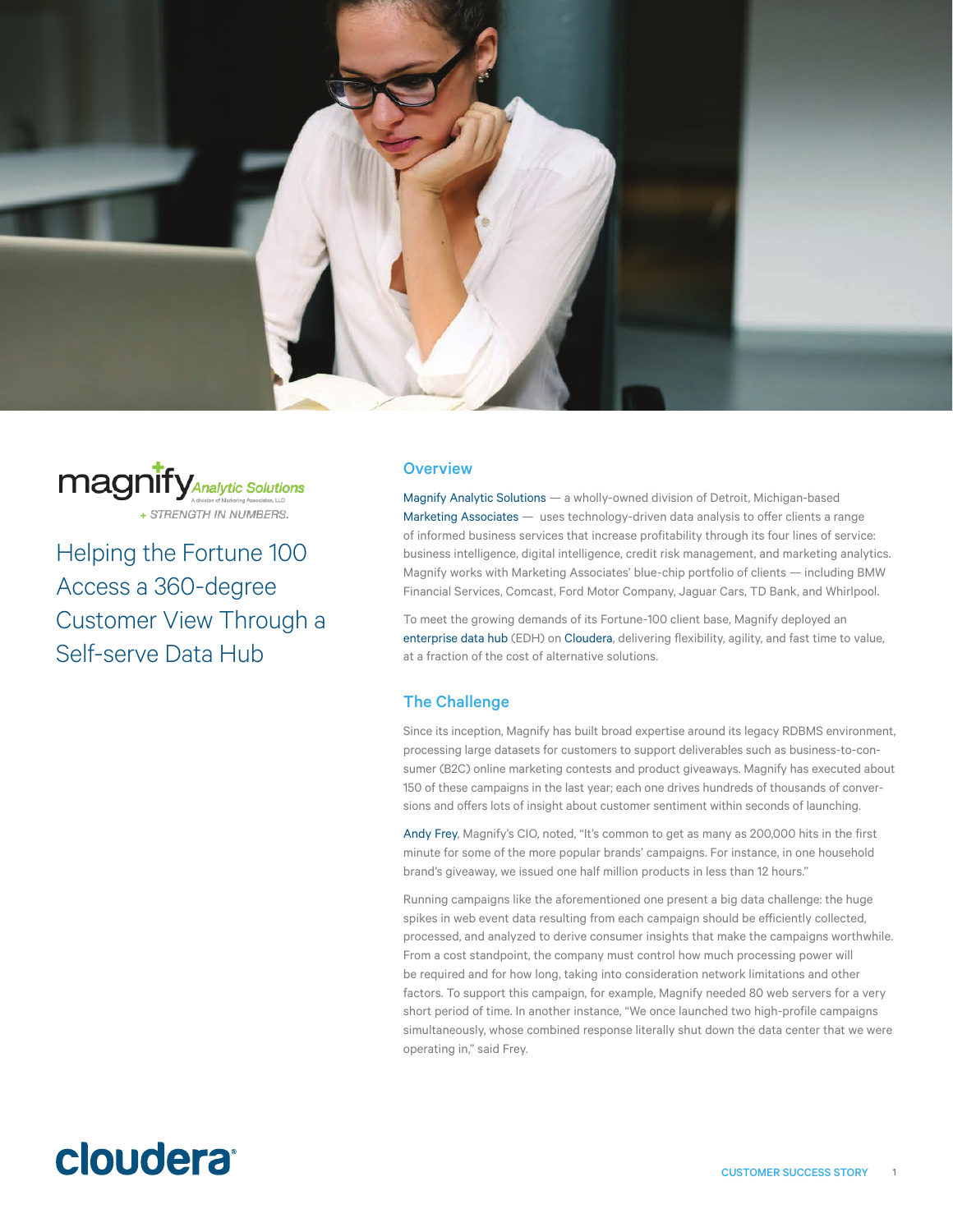magnify Analytic Solutions
A division of Marketing Associates, LLC
+ STRENGTH IN NUMBERS.

# Helping the Fortune 100 Access a 360-degree Customer View Through a Self-serve Data Hub

## Overview

Magnify Analytic Solutions — a wholly-owned division of Detroit, Michigan-based Marketing Associates — uses technology-driven data analysis to offer clients a range of informed business services that increase profitability through its four lines of service: business intelligence, digital intelligence, credit risk management, and marketing analytics. Magnify works with Marketing Associates' blue-chip portfolio of clients — including BMW Financial Services, Comcast, Ford Motor Company, Jaguar Cars, TD Bank, and Whirlpool.

To meet the growing demands of its Fortune-100 client base, Magnify deployed an enterprise data hub (EDH) on Cloudera, delivering flexibility, agility, and fast time to value, at a fraction of the cost of alternative solutions.

## The Challenge

Since its inception, Magnify has built broad expertise around its legacy RDBMS environment, processing large datasets for customers to support deliverables such as business-to-consumer (B2C) online marketing contests and product giveaways. Magnify has executed about 150 of these campaigns in the last year; each one drives hundreds of thousands of conversions and offers lots of insight about customer sentiment within seconds of launching.

Andy Frey, Magnify's CIO, noted, "It's common to get as many as 200,000 hits in the first minute for some of the more popular brands' campaigns. For instance, in one household brand's giveaway, we issued one half million products in less than 12 hours."

Running campaigns like the aforementioned one present a big data challenge: the huge spikes in web event data resulting from each campaign should be efficiently collected, processed, and analyzed to derive consumer insights that make the campaigns worthwhile. From a cost standpoint, the company must control how much processing power will be required and for how long, taking into consideration network limitations and other factors. To support this campaign, for example, Magnify needed 80 web servers for a very short period of time. In another instance, "We once launched two high-profile campaigns simultaneously, whose combined response literally shut down the data center that we were operating in," said Frey.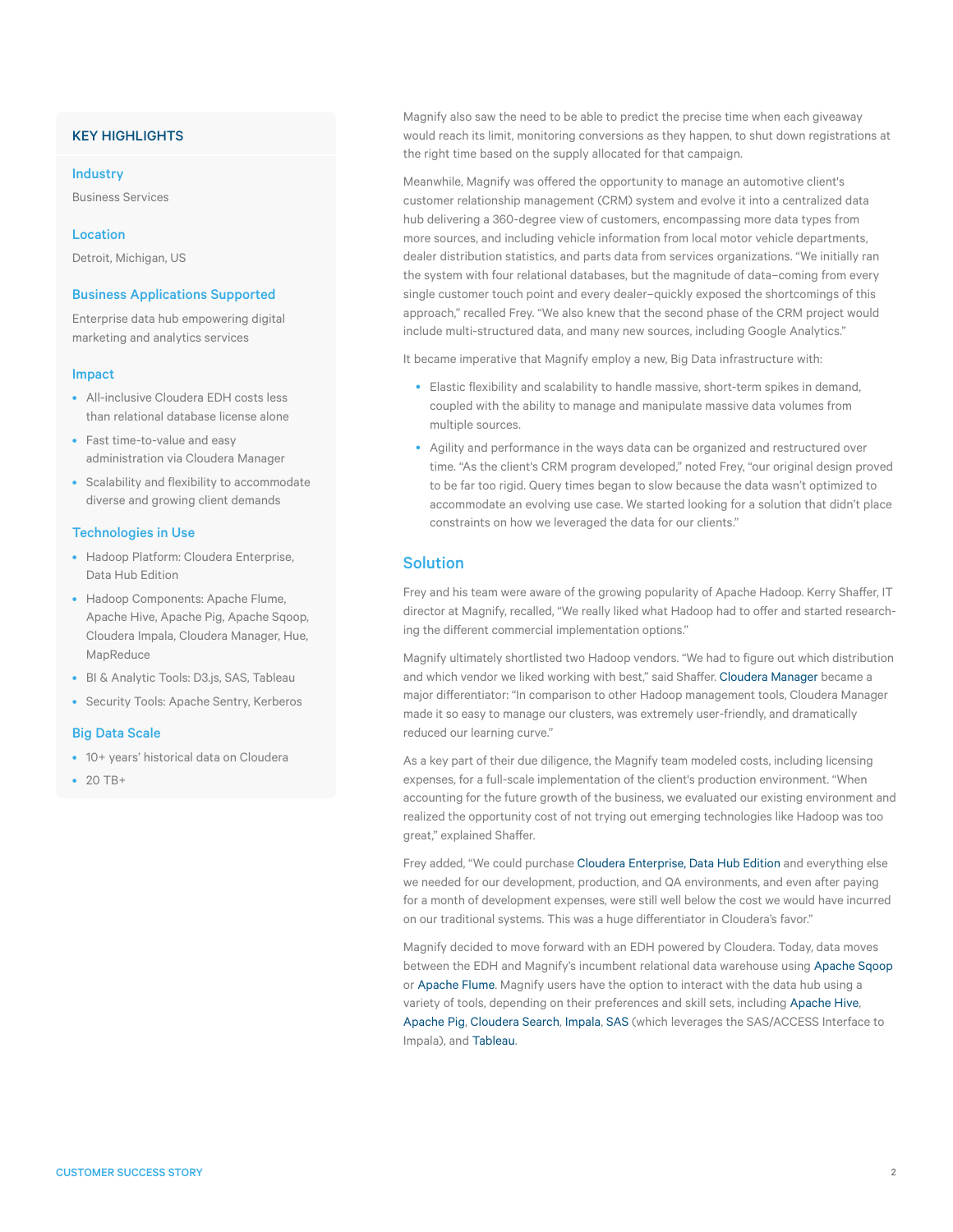## KEY HIGHLIGHTS

### Industry

Business Services

### Location

Detroit, Michigan, US

### Business Applications Supported

Enterprise data hub empowering digital marketing and analytics services

### Impact

- All-inclusive Cloudera EDH costs less than relational database license alone
- Fast time-to-value and easy administration via Cloudera Manager
- Scalability and flexibility to accommodate diverse and growing client demands

### Technologies in Use

- Hadoop Platform: Cloudera Enterprise, Data Hub Edition
- Hadoop Components: Apache Flume, Apache Hive, Apache Pig, Apache Sqoop, Cloudera Impala, Cloudera Manager, Hue, MapReduce
- BI & Analytic Tools: D3.js, SAS, Tableau
- Security Tools: Apache Sentry, Kerberos

### Big Data Scale

- 10+ years' historical data on Cloudera
- 20 TB+

Magnify also saw the need to be able to predict the precise time when each giveaway would reach its limit, monitoring conversions as they happen, to shut down registrations at the right time based on the supply allocated for that campaign.

Meanwhile, Magnify was offered the opportunity to manage an automotive client's customer relationship management (CRM) system and evolve it into a centralized data hub delivering a 360-degree view of customers, encompassing more data types from more sources, and including vehicle information from local motor vehicle departments, dealer distribution statistics, and parts data from services organizations. "We initially ran the system with four relational databases, but the magnitude of data–coming from every single customer touch point and every dealer–quickly exposed the shortcomings of this approach," recalled Frey. "We also knew that the second phase of the CRM project would include multi-structured data, and many new sources, including Google Analytics."

It became imperative that Magnify employ a new, Big Data infrastructure with:

- Elastic flexibility and scalability to handle massive, short-term spikes in demand, coupled with the ability to manage and manipulate massive data volumes from multiple sources.
- Agility and performance in the ways data can be organized and restructured over time. "As the client's CRM program developed," noted Frey, "our original design proved to be far too rigid. Query times began to slow because the data wasn't optimized to accommodate an evolving use case. We started looking for a solution that didn't place constraints on how we leveraged the data for our clients."

## Solution

Frey and his team were aware of the growing popularity of Apache Hadoop. Kerry Shaffer, IT director at Magnify, recalled, "We really liked what Hadoop had to offer and started researching the different commercial implementation options."

Magnify ultimately shortlisted two Hadoop vendors. "We had to figure out which distribution and which vendor we liked working with best," said Shaffer. Cloudera Manager became a major differentiator: "In comparison to other Hadoop management tools, Cloudera Manager made it so easy to manage our clusters, was extremely user-friendly, and dramatically reduced our learning curve."

As a key part of their due diligence, the Magnify team modeled costs, including licensing expenses, for a full-scale implementation of the client's production environment. "When accounting for the future growth of the business, we evaluated our existing environment and realized the opportunity cost of not trying out emerging technologies like Hadoop was too great," explained Shaffer.

Frey added, "We could purchase Cloudera Enterprise, Data Hub Edition and everything else we needed for our development, production, and QA environments, and even after paying for a month of development expenses, were still well below the cost we would have incurred on our traditional systems. This was a huge differentiator in Cloudera's favor."

Magnify decided to move forward with an EDH powered by Cloudera. Today, data moves between the EDH and Magnify's incumbent relational data warehouse using Apache Sqoop or Apache Flume. Magnify users have the option to interact with the data hub using a variety of tools, depending on their preferences and skill sets, including Apache Hive, Apache Pig, Cloudera Search, Impala, SAS (which leverages the SAS/ACCESS Interface to Impala), and Tableau.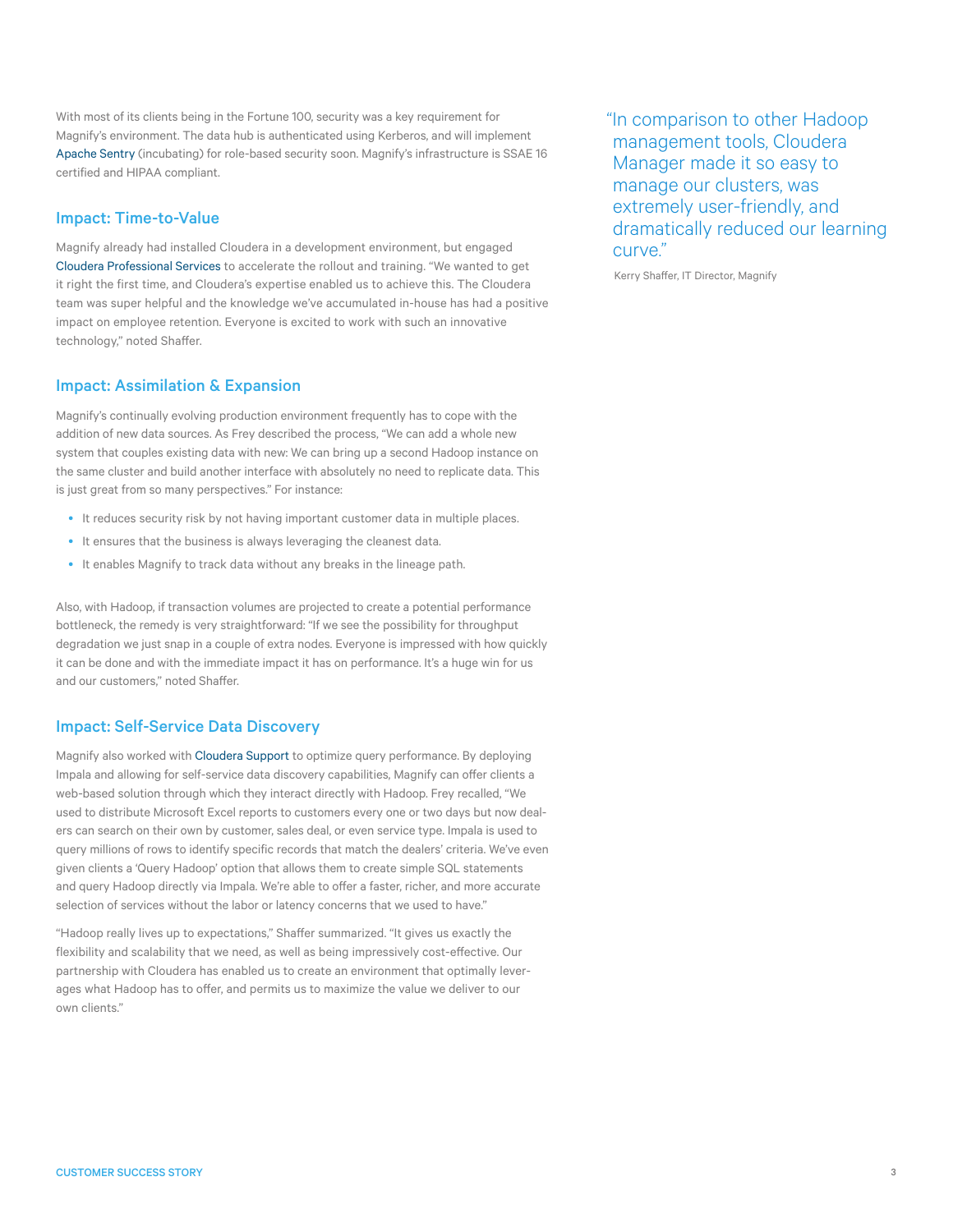With most of its clients being in the Fortune 100, security was a key requirement for Magnify's environment. The data hub is authenticated using Kerberos, and will implement Apache Sentry (incubating) for role-based security soon. Magnify's infrastructure is SSAE 16 certified and HIPAA compliant.

## Impact: Time-to-Value

Magnify already had installed Cloudera in a development environment, but engaged Cloudera Professional Services to accelerate the rollout and training. "We wanted to get it right the first time, and Cloudera's expertise enabled us to achieve this. The Cloudera team was super helpful and the knowledge we've accumulated in-house has had a positive impact on employee retention. Everyone is excited to work with such an innovative technology," noted Shaffer.

## Impact: Assimilation & Expansion

Magnify's continually evolving production environment frequently has to cope with the addition of new data sources. As Frey described the process, "We can add a whole new system that couples existing data with new: We can bring up a second Hadoop instance on the same cluster and build another interface with absolutely no need to replicate data. This is just great from so many perspectives." For instance:

- It reduces security risk by not having important customer data in multiple places.
- It ensures that the business is always leveraging the cleanest data.
- It enables Magnify to track data without any breaks in the lineage path.

Also, with Hadoop, if transaction volumes are projected to create a potential performance bottleneck, the remedy is very straightforward: "If we see the possibility for throughput degradation we just snap in a couple of extra nodes. Everyone is impressed with how quickly it can be done and with the immediate impact it has on performance. It's a huge win for us and our customers," noted Shaffer.

## Impact: Self-Service Data Discovery

Magnify also worked with Cloudera Support to optimize query performance. By deploying Impala and allowing for self-service data discovery capabilities, Magnify can offer clients a web-based solution through which they interact directly with Hadoop. Frey recalled, "We used to distribute Microsoft Excel reports to customers every one or two days but now dealers can search on their own by customer, sales deal, or even service type. Impala is used to query millions of rows to identify specific records that match the dealers' criteria. We've even given clients a 'Query Hadoop' option that allows them to create simple SQL statements and query Hadoop directly via Impala. We're able to offer a faster, richer, and more accurate selection of services without the labor or latency concerns that we used to have."

"Hadoop really lives up to expectations," Shaffer summarized. "It gives us exactly the flexibility and scalability that we need, as well as being impressively cost-effective. Our partnership with Cloudera has enabled us to create an environment that optimally leverages what Hadoop has to offer, and permits us to maximize the value we deliver to our own clients."

> "In comparison to other Hadoop management tools, Cloudera Manager made it so easy to manage our clusters, was extremely user-friendly, and dramatically reduced our learning curve."
>
> Kerry Shaffer, IT Director, Magnify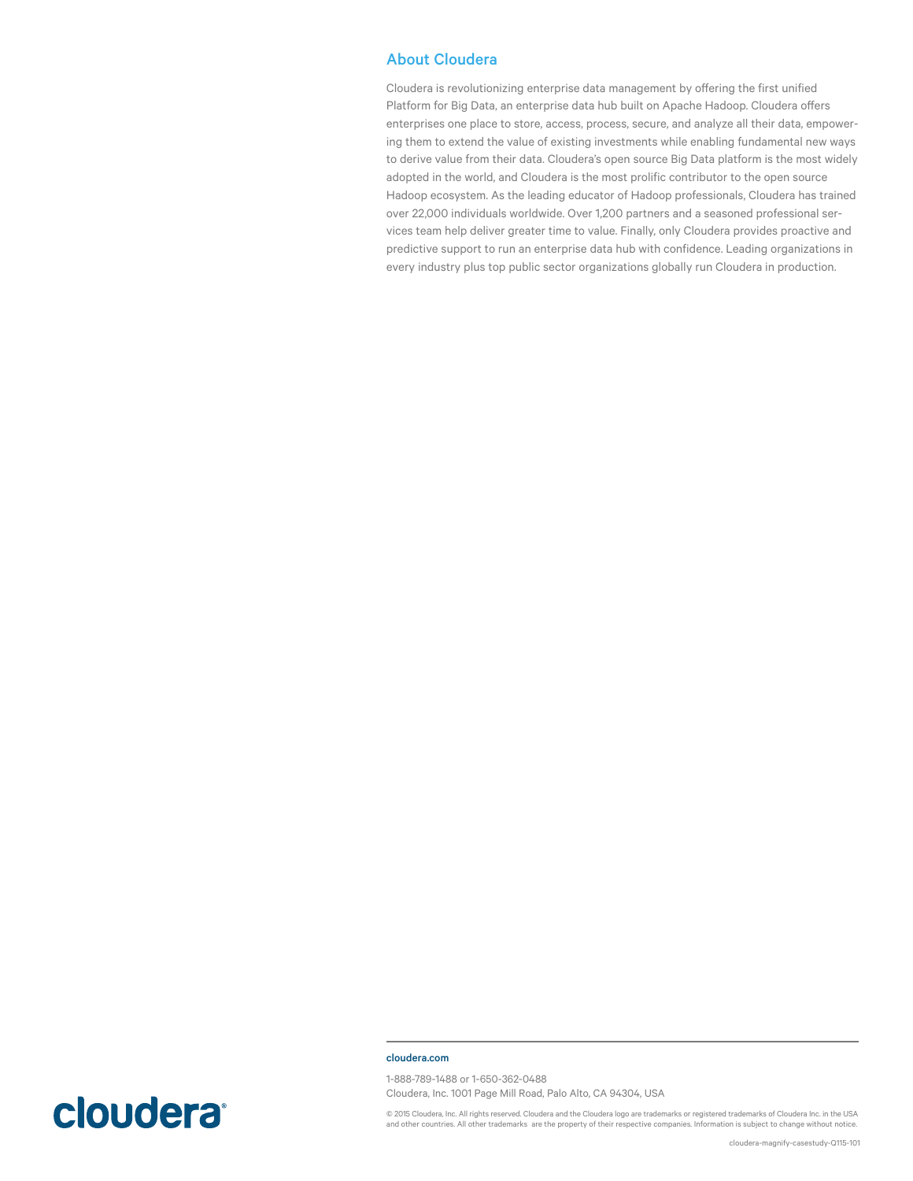## About Cloudera

Cloudera is revolutionizing enterprise data management by offering the first unified Platform for Big Data, an enterprise data hub built on Apache Hadoop. Cloudera offers enterprises one place to store, access, process, secure, and analyze all their data, empowering them to extend the value of existing investments while enabling fundamental new ways to derive value from their data. Cloudera's open source Big Data platform is the most widely adopted in the world, and Cloudera is the most prolific contributor to the open source Hadoop ecosystem. As the leading educator of Hadoop professionals, Cloudera has trained over 22,000 individuals worldwide. Over 1,200 partners and a seasoned professional services team help deliver greater time to value. Finally, only Cloudera provides proactive and predictive support to run an enterprise data hub with confidence. Leading organizations in every industry plus top public sector organizations globally run Cloudera in production.

**cloudera.com**

1-888-789-1488 or 1-650-362-0488
Cloudera, Inc. 1001 Page Mill Road, Palo Alto, CA 94304, USA

cloudera®

© 2015 Cloudera, Inc. All rights reserved. Cloudera and the Cloudera logo are trademarks or registered trademarks of Cloudera Inc. in the USA and other countries. All other trademarks are the property of their respective companies. Information is subject to change without notice.

cloudera-magnify-casestudy-Q115-101